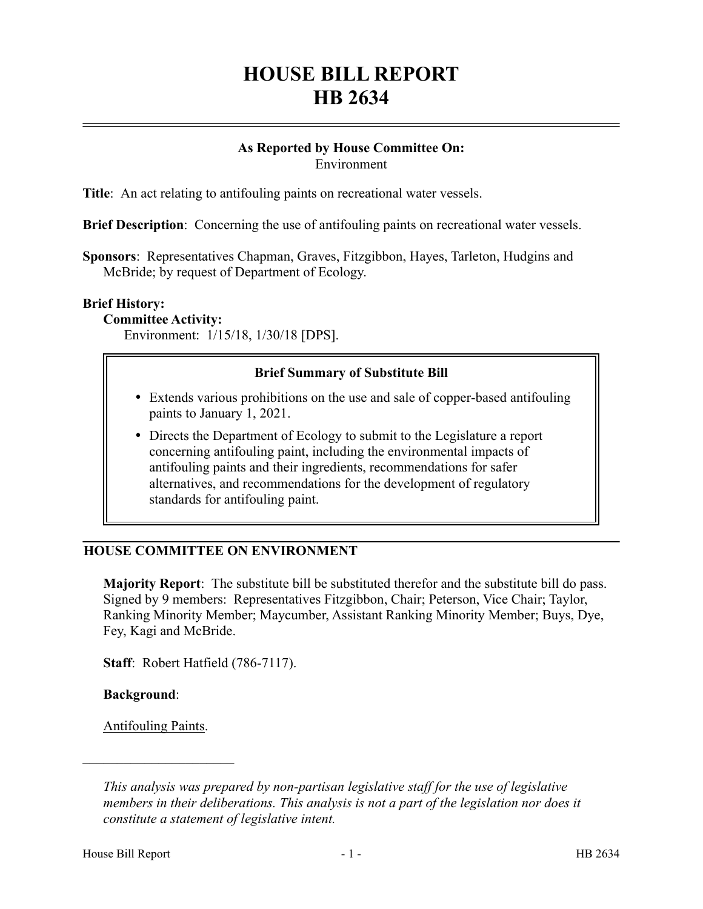# HOUSE BILL REPORT
# HB 2634

## As Reported by House Committee On:
Environment

**Title**: An act relating to antifouling paints on recreational water vessels.

**Brief Description**: Concerning the use of antifouling paints on recreational water vessels.

**Sponsors**: Representatives Chapman, Graves, Fitzgibbon, Hayes, Tarleton, Hudgins and McBride; by request of Department of Ecology.

**Brief History:**

**Committee Activity:**

Environment: 1/15/18, 1/30/18 [DPS].

> **Brief Summary of Substitute Bill**
>
> - Extends various prohibitions on the use and sale of copper-based antifouling paints to January 1, 2021.
> - Directs the Department of Ecology to submit to the Legislature a report concerning antifouling paint, including the environmental impacts of antifouling paints and their ingredients, recommendations for safer alternatives, and recommendations for the development of regulatory standards for antifouling paint.

## HOUSE COMMITTEE ON ENVIRONMENT

**Majority Report**: The substitute bill be substituted therefor and the substitute bill do pass. Signed by 9 members: Representatives Fitzgibbon, Chair; Peterson, Vice Chair; Taylor, Ranking Minority Member; Maycumber, Assistant Ranking Minority Member; Buys, Dye, Fey, Kagi and McBride.

**Staff**: Robert Hatfield (786-7117).

**Background**:

Antifouling Paints.

---

*This analysis was prepared by non-partisan legislative staff for the use of legislative members in their deliberations. This analysis is not a part of the legislation nor does it constitute a statement of legislative intent.*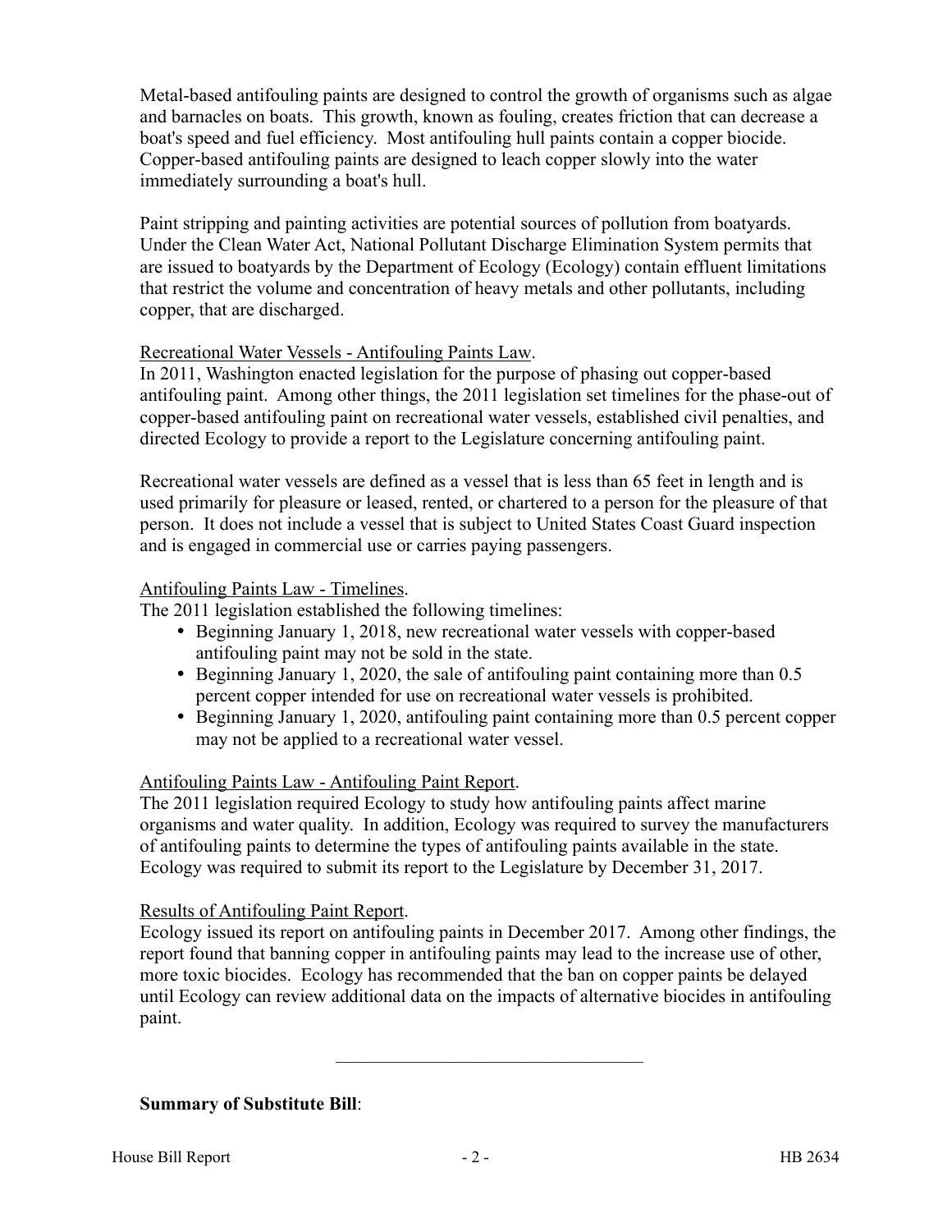Metal-based antifouling paints are designed to control the growth of organisms such as algae and barnacles on boats. This growth, known as fouling, creates friction that can decrease a boat's speed and fuel efficiency. Most antifouling hull paints contain a copper biocide. Copper-based antifouling paints are designed to leach copper slowly into the water immediately surrounding a boat's hull.

Paint stripping and painting activities are potential sources of pollution from boatyards. Under the Clean Water Act, National Pollutant Discharge Elimination System permits that are issued to boatyards by the Department of Ecology (Ecology) contain effluent limitations that restrict the volume and concentration of heavy metals and other pollutants, including copper, that are discharged.

Recreational Water Vessels - Antifouling Paints Law.
In 2011, Washington enacted legislation for the purpose of phasing out copper-based antifouling paint. Among other things, the 2011 legislation set timelines for the phase-out of copper-based antifouling paint on recreational water vessels, established civil penalties, and directed Ecology to provide a report to the Legislature concerning antifouling paint.

Recreational water vessels are defined as a vessel that is less than 65 feet in length and is used primarily for pleasure or leased, rented, or chartered to a person for the pleasure of that person. It does not include a vessel that is subject to United States Coast Guard inspection and is engaged in commercial use or carries paying passengers.

Antifouling Paints Law - Timelines.
The 2011 legislation established the following timelines:

- Beginning January 1, 2018, new recreational water vessels with copper-based antifouling paint may not be sold in the state.
- Beginning January 1, 2020, the sale of antifouling paint containing more than 0.5 percent copper intended for use on recreational water vessels is prohibited.
- Beginning January 1, 2020, antifouling paint containing more than 0.5 percent copper may not be applied to a recreational water vessel.

Antifouling Paints Law - Antifouling Paint Report.
The 2011 legislation required Ecology to study how antifouling paints affect marine organisms and water quality. In addition, Ecology was required to survey the manufacturers of antifouling paints to determine the types of antifouling paints available in the state. Ecology was required to submit its report to the Legislature by December 31, 2017.

Results of Antifouling Paint Report.
Ecology issued its report on antifouling paints in December 2017. Among other findings, the report found that banning copper in antifouling paints may lead to the increase use of other, more toxic biocides. Ecology has recommended that the ban on copper paints be delayed until Ecology can review additional data on the impacts of alternative biocides in antifouling paint.

---

**Summary of Substitute Bill**: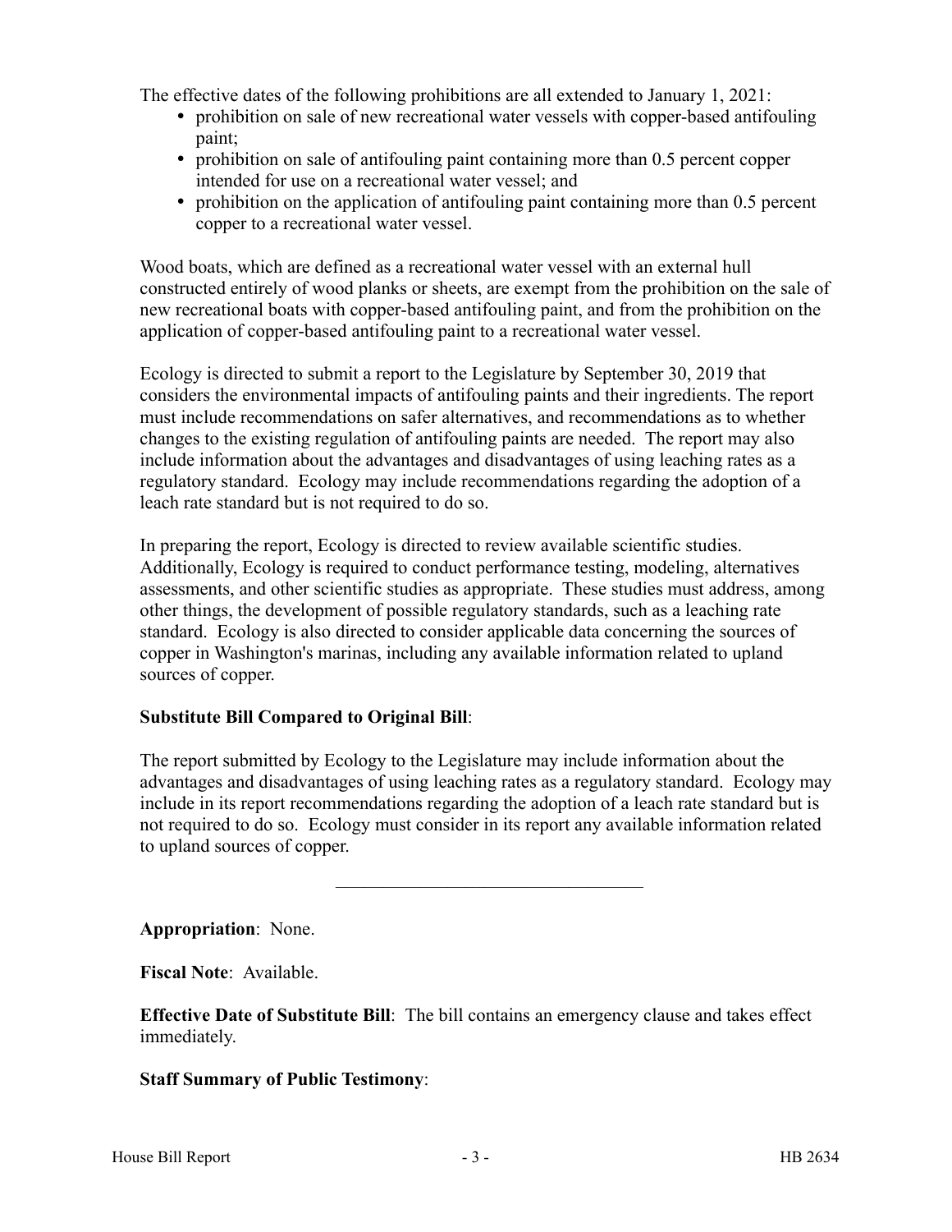The effective dates of the following prohibitions are all extended to January 1, 2021:

- prohibition on sale of new recreational water vessels with copper-based antifouling paint;
- prohibition on sale of antifouling paint containing more than 0.5 percent copper intended for use on a recreational water vessel; and
- prohibition on the application of antifouling paint containing more than 0.5 percent copper to a recreational water vessel.

Wood boats, which are defined as a recreational water vessel with an external hull constructed entirely of wood planks or sheets, are exempt from the prohibition on the sale of new recreational boats with copper-based antifouling paint, and from the prohibition on the application of copper-based antifouling paint to a recreational water vessel.

Ecology is directed to submit a report to the Legislature by September 30, 2019 that considers the environmental impacts of antifouling paints and their ingredients. The report must include recommendations on safer alternatives, and recommendations as to whether changes to the existing regulation of antifouling paints are needed. The report may also include information about the advantages and disadvantages of using leaching rates as a regulatory standard. Ecology may include recommendations regarding the adoption of a leach rate standard but is not required to do so.

In preparing the report, Ecology is directed to review available scientific studies. Additionally, Ecology is required to conduct performance testing, modeling, alternatives assessments, and other scientific studies as appropriate. These studies must address, among other things, the development of possible regulatory standards, such as a leaching rate standard. Ecology is also directed to consider applicable data concerning the sources of copper in Washington's marinas, including any available information related to upland sources of copper.

**Substitute Bill Compared to Original Bill**:

The report submitted by Ecology to the Legislature may include information about the advantages and disadvantages of using leaching rates as a regulatory standard. Ecology may include in its report recommendations regarding the adoption of a leach rate standard but is not required to do so. Ecology must consider in its report any available information related to upland sources of copper.

---

**Appropriation**: None.

**Fiscal Note**: Available.

**Effective Date of Substitute Bill**: The bill contains an emergency clause and takes effect immediately.

**Staff Summary of Public Testimony**: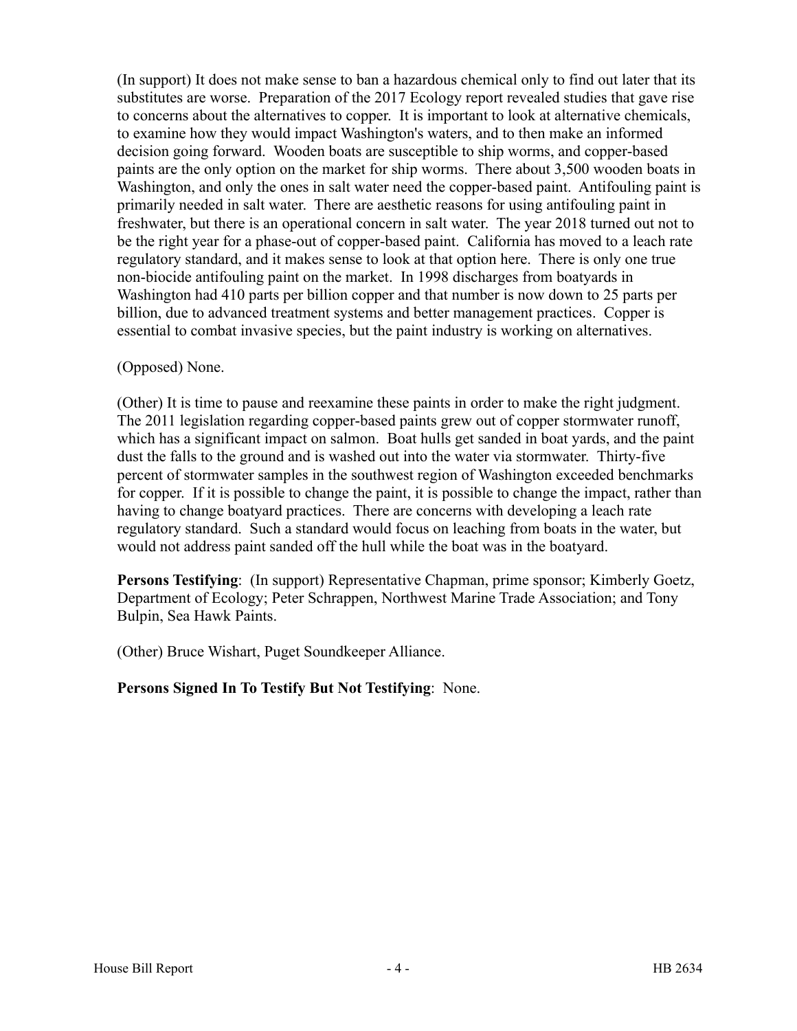(In support) It does not make sense to ban a hazardous chemical only to find out later that its substitutes are worse. Preparation of the 2017 Ecology report revealed studies that gave rise to concerns about the alternatives to copper. It is important to look at alternative chemicals, to examine how they would impact Washington's waters, and to then make an informed decision going forward. Wooden boats are susceptible to ship worms, and copper-based paints are the only option on the market for ship worms. There about 3,500 wooden boats in Washington, and only the ones in salt water need the copper-based paint. Antifouling paint is primarily needed in salt water. There are aesthetic reasons for using antifouling paint in freshwater, but there is an operational concern in salt water. The year 2018 turned out not to be the right year for a phase-out of copper-based paint. California has moved to a leach rate regulatory standard, and it makes sense to look at that option here. There is only one true non-biocide antifouling paint on the market. In 1998 discharges from boatyards in Washington had 410 parts per billion copper and that number is now down to 25 parts per billion, due to advanced treatment systems and better management practices. Copper is essential to combat invasive species, but the paint industry is working on alternatives.

(Opposed) None.

(Other) It is time to pause and reexamine these paints in order to make the right judgment. The 2011 legislation regarding copper-based paints grew out of copper stormwater runoff, which has a significant impact on salmon. Boat hulls get sanded in boat yards, and the paint dust the falls to the ground and is washed out into the water via stormwater. Thirty-five percent of stormwater samples in the southwest region of Washington exceeded benchmarks for copper. If it is possible to change the paint, it is possible to change the impact, rather than having to change boatyard practices. There are concerns with developing a leach rate regulatory standard. Such a standard would focus on leaching from boats in the water, but would not address paint sanded off the hull while the boat was in the boatyard.

**Persons Testifying**: (In support) Representative Chapman, prime sponsor; Kimberly Goetz, Department of Ecology; Peter Schrappen, Northwest Marine Trade Association; and Tony Bulpin, Sea Hawk Paints.

(Other) Bruce Wishart, Puget Soundkeeper Alliance.

**Persons Signed In To Testify But Not Testifying**: None.